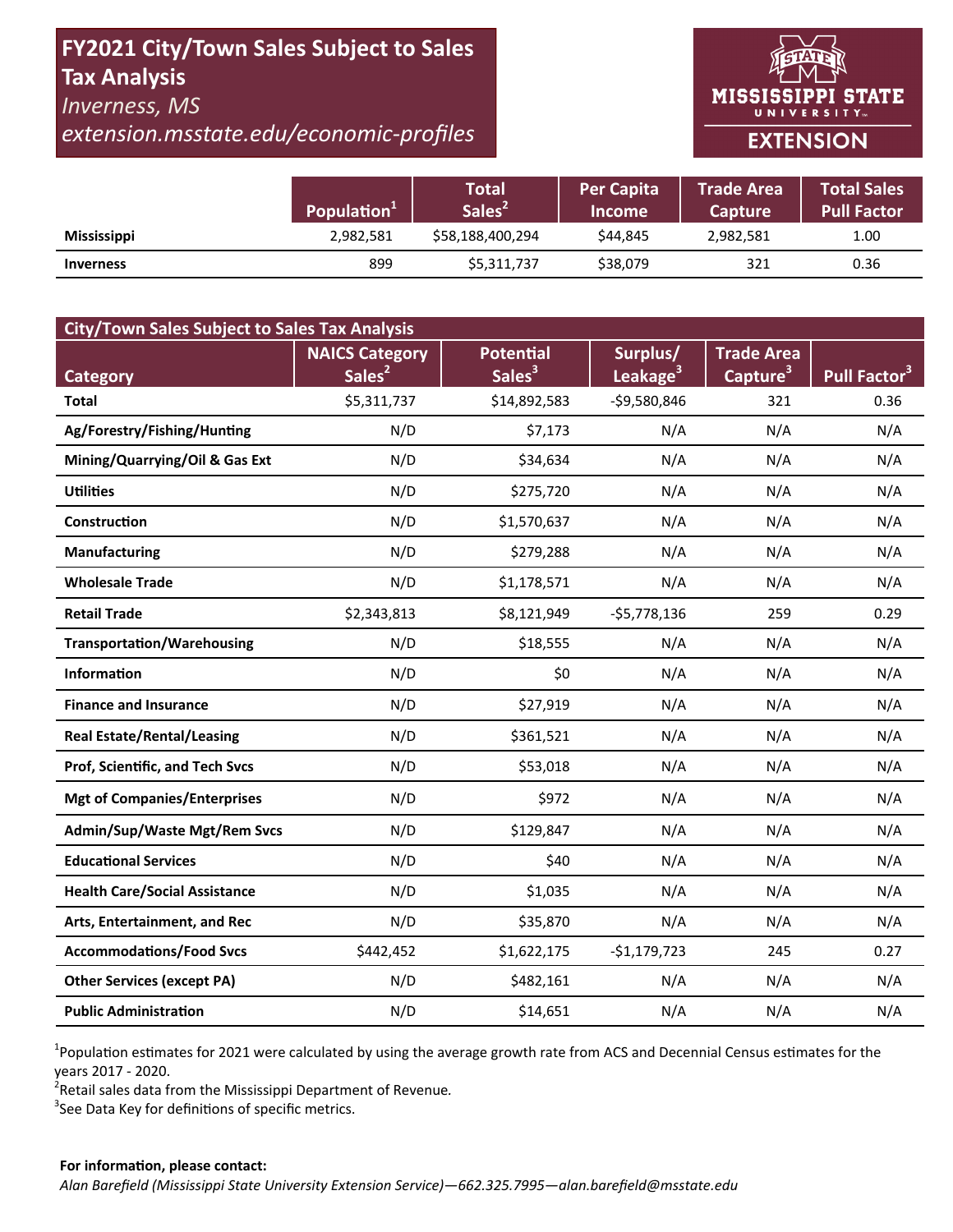# FY2021 City/Town Sales Subject to Sales Tax Analysis

*Inverness, MS*

*extension.msstate.edu/economic-profiles*

MISSISSIPPI STATE UNIVERSITY EXTENSION

| | Population[1] | Total Sales[2] | Per Capita Income | Trade Area Capture | Total Sales Pull Factor |
|---|---|---|---|---|---|
| **Mississippi** | 2,982,581 | $58,188,400,294 | $44,845 | 2,982,581 | 1.00 |
| **Inverness** | 899 | $5,311,737 | $38,079 | 321 | 0.36 |

| City/Town Sales Subject to Sales Tax Analysis | | | | | |
|---|---|---|---|---|---|
| **Category** | **NAICS Category Sales[2]** | **Potential Sales[3]** | **Surplus/ Leakage[3]** | **Trade Area Capture[3]** | **Pull Factor[3]** |
| **Total** | $5,311,737 | $14,892,583 | -$9,580,846 | 321 | 0.36 |
| **Ag/Forestry/Fishing/Hunting** | N/D | $7,173 | N/A | N/A | N/A |
| **Mining/Quarrying/Oil & Gas Ext** | N/D | $34,634 | N/A | N/A | N/A |
| **Utilities** | N/D | $275,720 | N/A | N/A | N/A |
| **Construction** | N/D | $1,570,637 | N/A | N/A | N/A |
| **Manufacturing** | N/D | $279,288 | N/A | N/A | N/A |
| **Wholesale Trade** | N/D | $1,178,571 | N/A | N/A | N/A |
| **Retail Trade** | $2,343,813 | $8,121,949 | -$5,778,136 | 259 | 0.29 |
| **Transportation/Warehousing** | N/D | $18,555 | N/A | N/A | N/A |
| **Information** | N/D | $0 | N/A | N/A | N/A |
| **Finance and Insurance** | N/D | $27,919 | N/A | N/A | N/A |
| **Real Estate/Rental/Leasing** | N/D | $361,521 | N/A | N/A | N/A |
| **Prof, Scientific, and Tech Svcs** | N/D | $53,018 | N/A | N/A | N/A |
| **Mgt of Companies/Enterprises** | N/D | $972 | N/A | N/A | N/A |
| **Admin/Sup/Waste Mgt/Rem Svcs** | N/D | $129,847 | N/A | N/A | N/A |
| **Educational Services** | N/D | $40 | N/A | N/A | N/A |
| **Health Care/Social Assistance** | N/D | $1,035 | N/A | N/A | N/A |
| **Arts, Entertainment, and Rec** | N/D | $35,870 | N/A | N/A | N/A |
| **Accommodations/Food Svcs** | $442,452 | $1,622,175 | -$1,179,723 | 245 | 0.27 |
| **Other Services (except PA)** | N/D | $482,161 | N/A | N/A | N/A |
| **Public Administration** | N/D | $14,651 | N/A | N/A | N/A |

[1]Population estimates for 2021 were calculated by using the average growth rate from ACS and Decennial Census estimates for the years 2017 - 2020.
[2]Retail sales data from the Mississippi Department of Revenue.
[3]See Data Key for definitions of specific metrics.

**For information, please contact:**
*Alan Barefield (Mississippi State University Extension Service)—662.325.7995—alan.barefield@msstate.edu*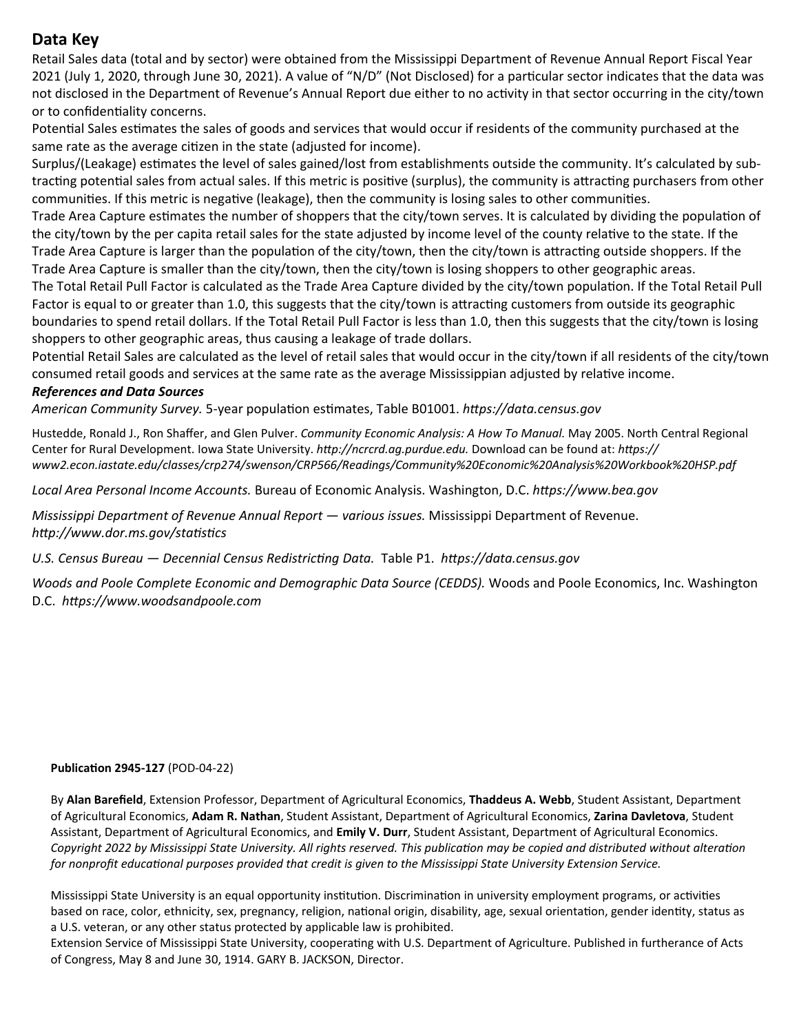## Data Key

Retail Sales data (total and by sector) were obtained from the Mississippi Department of Revenue Annual Report Fiscal Year 2021 (July 1, 2020, through June 30, 2021). A value of "N/D" (Not Disclosed) for a particular sector indicates that the data was not disclosed in the Department of Revenue's Annual Report due either to no activity in that sector occurring in the city/town or to confidentiality concerns.

Potential Sales estimates the sales of goods and services that would occur if residents of the community purchased at the same rate as the average citizen in the state (adjusted for income).

Surplus/(Leakage) estimates the level of sales gained/lost from establishments outside the community. It's calculated by subtracting potential sales from actual sales. If this metric is positive (surplus), the community is attracting purchasers from other communities. If this metric is negative (leakage), then the community is losing sales to other communities.

Trade Area Capture estimates the number of shoppers that the city/town serves. It is calculated by dividing the population of the city/town by the per capita retail sales for the state adjusted by income level of the county relative to the state. If the Trade Area Capture is larger than the population of the city/town, then the city/town is attracting outside shoppers. If the Trade Area Capture is smaller than the city/town, then the city/town is losing shoppers to other geographic areas.

The Total Retail Pull Factor is calculated as the Trade Area Capture divided by the city/town population. If the Total Retail Pull Factor is equal to or greater than 1.0, this suggests that the city/town is attracting customers from outside its geographic boundaries to spend retail dollars. If the Total Retail Pull Factor is less than 1.0, then this suggests that the city/town is losing shoppers to other geographic areas, thus causing a leakage of trade dollars.

Potential Retail Sales are calculated as the level of retail sales that would occur in the city/town if all residents of the city/town consumed retail goods and services at the same rate as the average Mississippian adjusted by relative income.

### *References and Data Sources*

*American Community Survey.* 5-year population estimates, Table B01001. *https://data.census.gov*

Hustedde, Ronald J., Ron Shaffer, and Glen Pulver. *Community Economic Analysis: A How To Manual.* May 2005. North Central Regional Center for Rural Development. Iowa State University. *http://ncrcrd.ag.purdue.edu.* Download can be found at: *https://www2.econ.iastate.edu/classes/crp274/swenson/CRP566/Readings/Community%20Economic%20Analysis%20Workbook%20HSP.pdf*

*Local Area Personal Income Accounts.* Bureau of Economic Analysis. Washington, D.C. *https://www.bea.gov*

*Mississippi Department of Revenue Annual Report — various issues.* Mississippi Department of Revenue. *http://www.dor.ms.gov/statistics*

*U.S. Census Bureau — Decennial Census Redistricting Data.* Table P1. *https://data.census.gov*

*Woods and Poole Complete Economic and Demographic Data Source (CEDDS).* Woods and Poole Economics, Inc. Washington D.C. *https://www.woodsandpoole.com*

**Publication 2945-127** (POD-04-22)

By **Alan Barefield**, Extension Professor, Department of Agricultural Economics, **Thaddeus A. Webb**, Student Assistant, Department of Agricultural Economics, **Adam R. Nathan**, Student Assistant, Department of Agricultural Economics, **Zarina Davletova**, Student Assistant, Department of Agricultural Economics, and **Emily V. Durr**, Student Assistant, Department of Agricultural Economics.
*Copyright 2022 by Mississippi State University. All rights reserved. This publication may be copied and distributed without alteration for nonprofit educational purposes provided that credit is given to the Mississippi State University Extension Service.*

Mississippi State University is an equal opportunity institution. Discrimination in university employment programs, or activities based on race, color, ethnicity, sex, pregnancy, religion, national origin, disability, age, sexual orientation, gender identity, status as a U.S. veteran, or any other status protected by applicable law is prohibited.
Extension Service of Mississippi State University, cooperating with U.S. Department of Agriculture. Published in furtherance of Acts of Congress, May 8 and June 30, 1914. GARY B. JACKSON, Director.